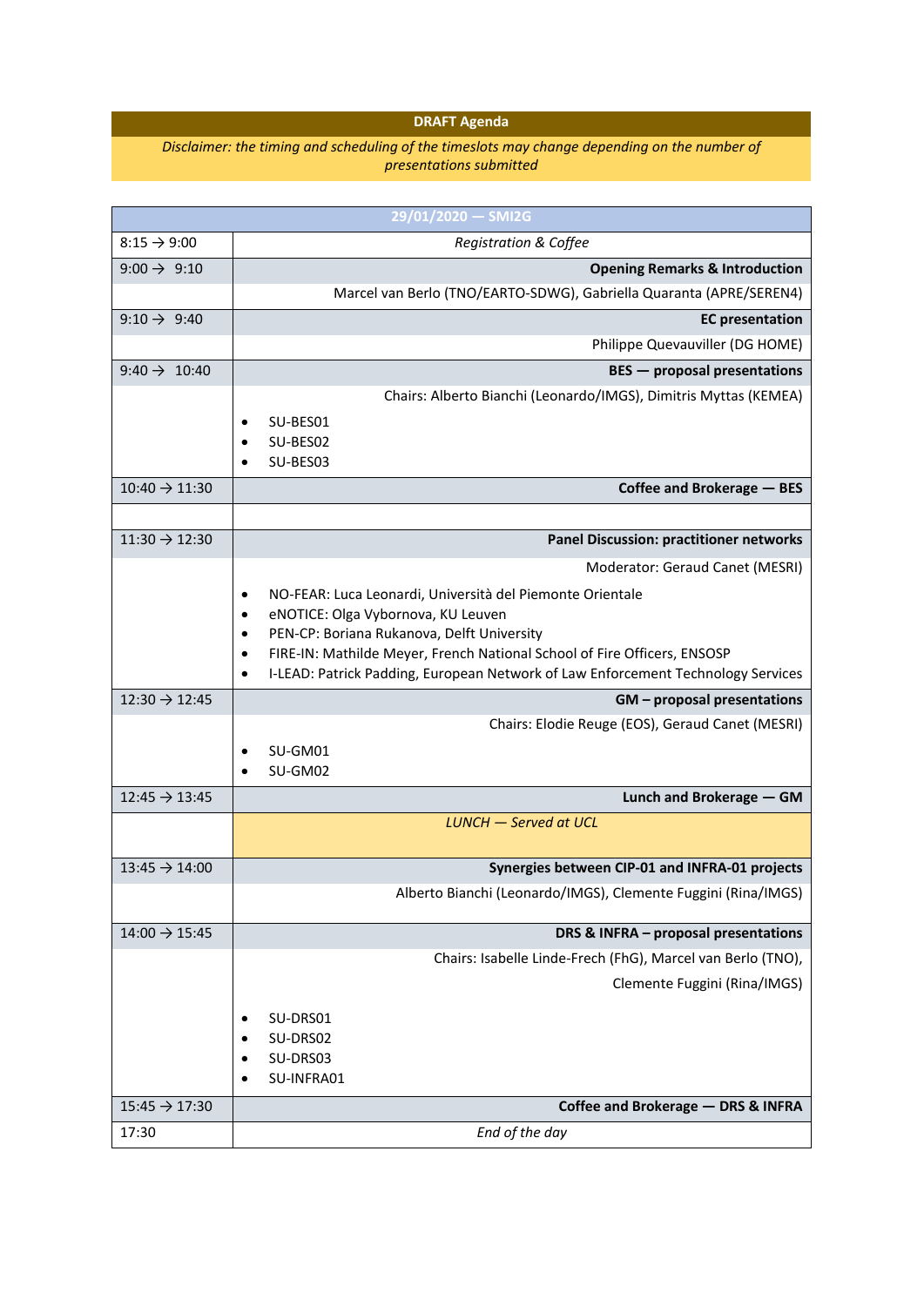**DRAFT Agenda**

*Disclaimer: the timing and scheduling of the timeslots may change depending on the number of presentations submitted*

| 29/01/2020 — SMI2G | |
|---|---|
| 8:15 → 9:00 | *Registration & Coffee* |
| 9:00 → 9:10 | **Opening Remarks & Introduction** |
| | Marcel van Berlo (TNO/EARTO-SDWG), Gabriella Quaranta (APRE/SEREN4) |
| 9:10 → 9:40 | **EC presentation** |
| | Philippe Quevauviller (DG HOME) |
| 9:40 → 10:40 | **BES — proposal presentations** |
| | Chairs: Alberto Bianchi (Leonardo/IMGS), Dimitris Myttas (KEMEA)<br>• SU-BES01<br>• SU-BES02<br>• SU-BES03 |
| 10:40 → 11:30 | **Coffee and Brokerage — BES** |
| | |
| 11:30 → 12:30 | **Panel Discussion: practitioner networks** |
| | Moderator: Geraud Canet (MESRI)<br>• NO-FEAR: Luca Leonardi, Università del Piemonte Orientale<br>• eNOTICE: Olga Vybornova, KU Leuven<br>• PEN-CP: Boriana Rukanova, Delft University<br>• FIRE-IN: Mathilde Meyer, French National School of Fire Officers, ENSOSP<br>• I-LEAD: Patrick Padding, European Network of Law Enforcement Technology Services |
| 12:30 → 12:45 | **GM – proposal presentations** |
| | Chairs: Elodie Reuge (EOS), Geraud Canet (MESRI)<br>• SU-GM01<br>• SU-GM02 |
| 12:45 → 13:45 | **Lunch and Brokerage — GM** |
| | *LUNCH — Served at UCL* |
| 13:45 → 14:00 | **Synergies between CIP-01 and INFRA-01 projects** |
| | Alberto Bianchi (Leonardo/IMGS), Clemente Fuggini (Rina/IMGS) |
| 14:00 → 15:45 | **DRS & INFRA – proposal presentations** |
| | Chairs: Isabelle Linde-Frech (FhG), Marcel van Berlo (TNO), Clemente Fuggini (Rina/IMGS)<br>• SU-DRS01<br>• SU-DRS02<br>• SU-DRS03<br>• SU-INFRA01 |
| 15:45 → 17:30 | **Coffee and Brokerage — DRS & INFRA** |
| 17:30 | *End of the day* |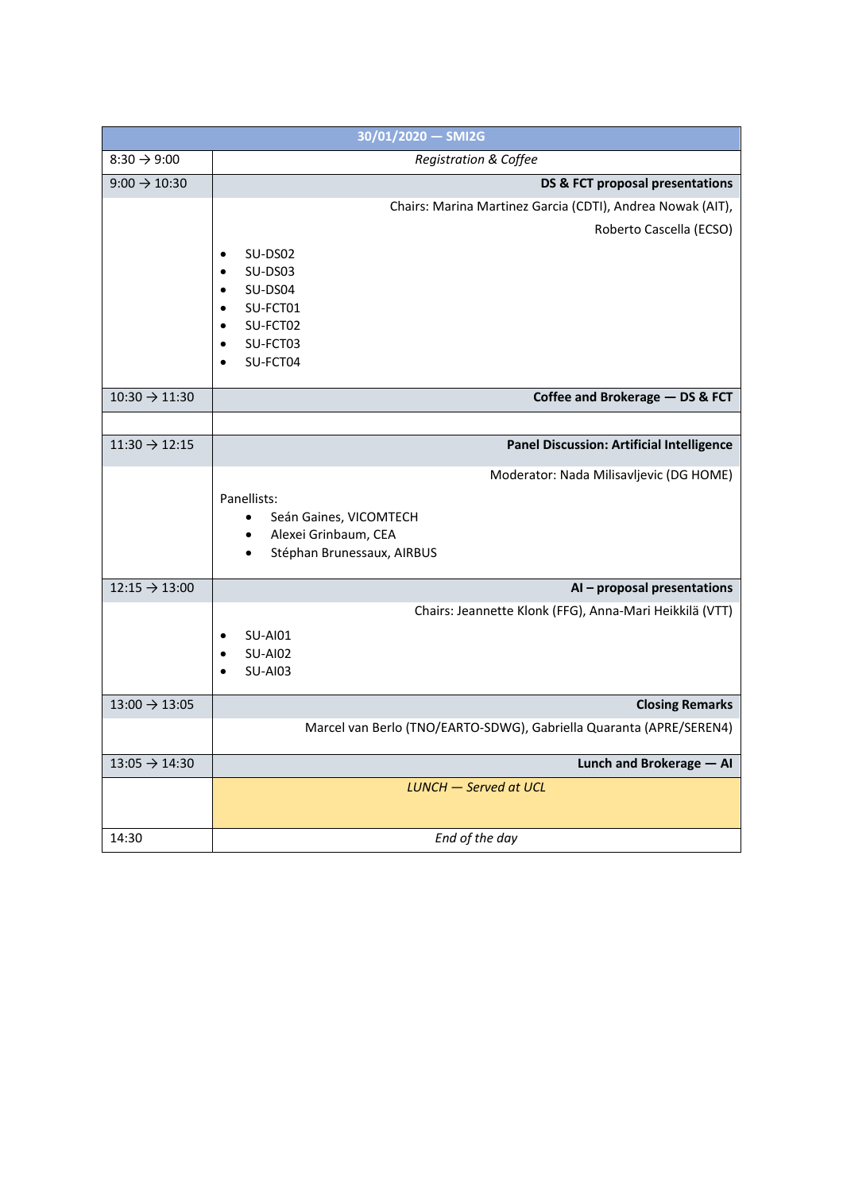| 30/01/2020 — SMI2G | |
| --- | --- |
| 8:30 → 9:00 | *Registration & Coffee* |
| 9:00 → 10:30 | **DS & FCT proposal presentations** |
| | Chairs: Marina Martinez Garcia (CDTI), Andrea Nowak (AIT), Roberto Cascella (ECSO)<br>• SU-DS02<br>• SU-DS03<br>• SU-DS04<br>• SU-FCT01<br>• SU-FCT02<br>• SU-FCT03<br>• SU-FCT04 |
| 10:30 → 11:30 | **Coffee and Brokerage — DS & FCT** |
| | |
| 11:30 → 12:15 | **Panel Discussion: Artificial Intelligence** |
| | Moderator: Nada Milisavljevic (DG HOME)<br>Panellists:<br>• Seán Gaines, VICOMTECH<br>• Alexei Grinbaum, CEA<br>• Stéphan Brunessaux, AIRBUS |
| 12:15 → 13:00 | **AI – proposal presentations** |
| | Chairs: Jeannette Klonk (FFG), Anna-Mari Heikkilä (VTT)<br>• SU-AI01<br>• SU-AI02<br>• SU-AI03 |
| 13:00 → 13:05 | **Closing Remarks** |
| | Marcel van Berlo (TNO/EARTO-SDWG), Gabriella Quaranta (APRE/SEREN4) |
| 13:05 → 14:30 | **Lunch and Brokerage — AI** |
| | *LUNCH — Served at UCL* |
| 14:30 | *End of the day* |